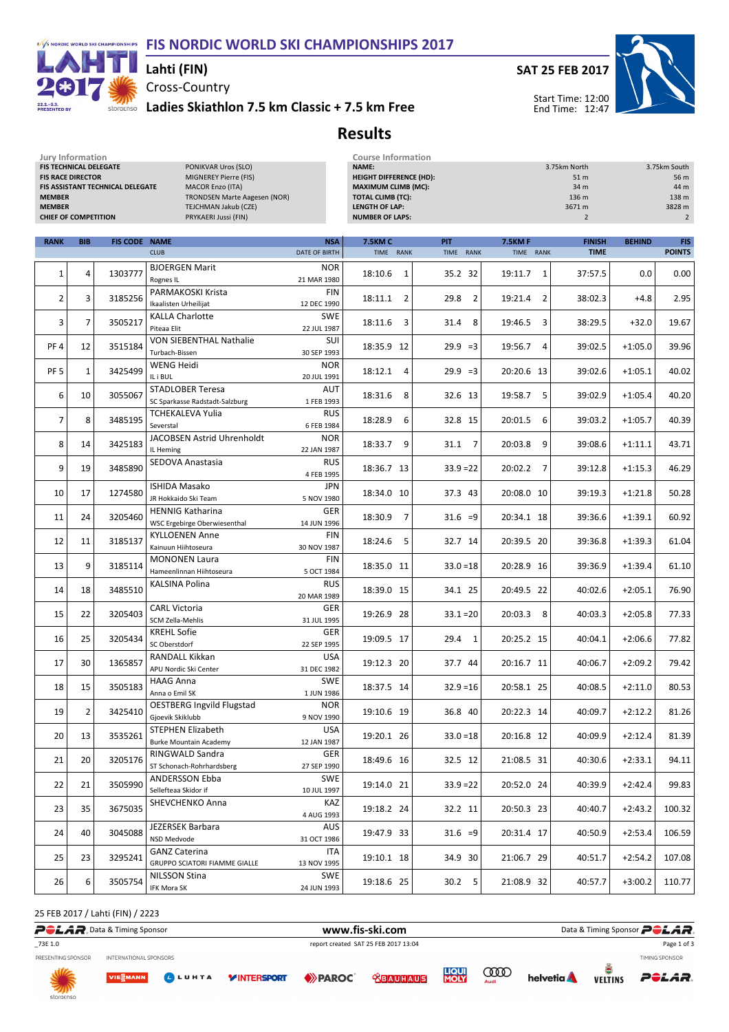# FIS NORDIC WORLD SKI CHAMPIONSHIPS 2017

## Lahti (FIN)

**SAT 25 FEB 2017**

Cross-Country

Start Time: 12:00
End Time: 12:47

## Ladies Skiathlon 7.5 km Classic + 7.5 km Free

# Results

| Jury Information | |
|---|---|
| FIS TECHNICAL DELEGATE | PONIKVAR Uros (SLO) |
| FIS RACE DIRECTOR | MIGNEREY Pierre (FIS) |
| FIS ASSISTANT TECHNICAL DELEGATE | MACOR Enzo (ITA) |
| MEMBER | TRONDSEN Marte Aagesen (NOR) |
| MEMBER | TEJCHMAN Jakub (CZE) |
| CHIEF OF COMPETITION | PRYKAERI Jussi (FIN) |

| Course Information | | |
|---|---|---|
| NAME: | 3.75km North | 3.75km South |
| HEIGHT DIFFERENCE (HD): | 51 m | 56 m |
| MAXIMUM CLIMB (MC): | 34 m | 44 m |
| TOTAL CLIMB (TC): | 136 m | 138 m |
| LENGTH OF LAP: | 3671 m | 3828 m |
| NUMBER OF LAPS: | 2 | 2 |

| RANK | BIB | FIS CODE | NAME / CLUB | NSA / DATE OF BIRTH | 7.5KM C TIME | RANK | PIT TIME | RANK | 7.5KM F TIME | RANK | FINISH TIME | BEHIND | FIS POINTS |
|---|---|---|---|---|---|---|---|---|---|---|---|---|---|
| 1 | 4 | 1303777 | BJOERGEN Marit / Rognes IL | NOR / 21 MAR 1980 | 18:10.6 | 1 | 35.2 | 32 | 19:11.7 | 1 | 37:57.5 | 0.0 | 0.00 |
| 2 | 3 | 3185256 | PARMAKOSKI Krista / Ikaalisten Urheilijat | FIN / 12 DEC 1990 | 18:11.1 | 2 | 29.8 | 2 | 19:21.4 | 2 | 38:02.3 | +4.8 | 2.95 |
| 3 | 7 | 3505217 | KALLA Charlotte / Piteaa Elit | SWE / 22 JUL 1987 | 18:11.6 | 3 | 31.4 | 8 | 19:46.5 | 3 | 38:29.5 | +32.0 | 19.67 |
| PF 4 | 12 | 3515184 | VON SIEBENTHAL Nathalie / Turbach-Bissen | SUI / 30 SEP 1993 | 18:35.9 | 12 | 29.9 | =3 | 19:56.7 | 4 | 39:02.5 | +1:05.0 | 39.96 |
| PF 5 | 1 | 3425499 | WENG Heidi / IL i BUL | NOR / 20 JUL 1991 | 18:12.1 | 4 | 29.9 | =3 | 20:20.6 | 13 | 39:02.6 | +1:05.1 | 40.02 |
| 6 | 10 | 3055067 | STADLOBER Teresa / SC Sparkasse Radstadt-Salzburg | AUT / 1 FEB 1993 | 18:31.6 | 8 | 32.6 | 13 | 19:58.7 | 5 | 39:02.9 | +1:05.4 | 40.20 |
| 7 | 8 | 3485195 | TCHEKALEVA Yulia / Severstal | RUS / 6 FEB 1984 | 18:28.9 | 6 | 32.8 | 15 | 20:01.5 | 6 | 39:03.2 | +1:05.7 | 40.39 |
| 8 | 14 | 3425183 | JACOBSEN Astrid Uhrenholdt / IL Heming | NOR / 22 JAN 1987 | 18:33.7 | 9 | 31.1 | 7 | 20:03.8 | 9 | 39:08.6 | +1:11.1 | 43.71 |
| 9 | 19 | 3485890 | SEDOVA Anastasia | RUS / 4 FEB 1995 | 18:36.7 | 13 | 33.9 | =22 | 20:02.2 | 7 | 39:12.8 | +1:15.3 | 46.29 |
| 10 | 17 | 1274580 | ISHIDA Masako / JR Hokkaido Ski Team | JPN / 5 NOV 1980 | 18:34.0 | 10 | 37.3 | 43 | 20:08.0 | 10 | 39:19.3 | +1:21.8 | 50.28 |
| 11 | 24 | 3205460 | HENNIG Katharina / WSC Ergebirge Oberwiesenthal | GER / 14 JUN 1996 | 18:30.9 | 7 | 31.6 | =9 | 20:34.1 | 18 | 39:36.6 | +1:39.1 | 60.92 |
| 12 | 11 | 3185137 | KYLLOENEN Anne / Kainuun Hiihtoseura | FIN / 30 NOV 1987 | 18:24.6 | 5 | 32.7 | 14 | 20:39.5 | 20 | 39:36.8 | +1:39.3 | 61.04 |
| 13 | 9 | 3185114 | MONONEN Laura / Hameenlinnan Hiihtoseura | FIN / 5 OCT 1984 | 18:35.0 | 11 | 33.0 | =18 | 20:28.9 | 16 | 39:36.9 | +1:39.4 | 61.10 |
| 14 | 18 | 3485510 | KALSINA Polina | RUS / 20 MAR 1989 | 18:39.0 | 15 | 34.1 | 25 | 20:49.5 | 22 | 40:02.6 | +2:05.1 | 76.90 |
| 15 | 22 | 3205403 | CARL Victoria / SCM Zella-Mehlis | GER / 31 JUL 1995 | 19:26.9 | 28 | 33.1 | =20 | 20:03.3 | 8 | 40:03.3 | +2:05.8 | 77.33 |
| 16 | 25 | 3205434 | KREHL Sofie / SC Oberstdorf | GER / 22 SEP 1995 | 19:09.5 | 17 | 29.4 | 1 | 20:25.2 | 15 | 40:04.1 | +2:06.6 | 77.82 |
| 17 | 30 | 1365857 | RANDALL Kikkan / APU Nordic Ski Center | USA / 31 DEC 1982 | 19:12.3 | 20 | 37.7 | 44 | 20:16.7 | 11 | 40:06.7 | +2:09.2 | 79.42 |
| 18 | 15 | 3505183 | HAAG Anna / Anna o Emil SK | SWE / 1 JUN 1986 | 18:37.5 | 14 | 32.9 | =16 | 20:58.1 | 25 | 40:08.5 | +2:11.0 | 80.53 |
| 19 | 2 | 3425410 | OESTBERG Ingvild Flugstad / Gjoevik Skiklubb | NOR / 9 NOV 1990 | 19:10.6 | 19 | 36.8 | 40 | 20:22.3 | 14 | 40:09.7 | +2:12.2 | 81.26 |
| 20 | 13 | 3535261 | STEPHEN Elizabeth / Burke Mountain Academy | USA / 12 JAN 1987 | 19:20.1 | 26 | 33.0 | =18 | 20:16.8 | 12 | 40:09.9 | +2:12.4 | 81.39 |
| 21 | 20 | 3205176 | RINGWALD Sandra / ST Schonach-Rohrhardsberg | GER / 27 SEP 1990 | 18:49.6 | 16 | 32.5 | 12 | 21:08.5 | 31 | 40:30.6 | +2:33.1 | 94.11 |
| 22 | 21 | 3505990 | ANDERSSON Ebba / Sollefteaa Skidor if | SWE / 10 JUL 1997 | 19:14.0 | 21 | 33.9 | =22 | 20:52.0 | 24 | 40:39.9 | +2:42.4 | 99.83 |
| 23 | 35 | 3675035 | SHEVCHENKO Anna | KAZ / 4 AUG 1993 | 19:18.2 | 24 | 32.2 | 11 | 20:50.3 | 23 | 40:40.7 | +2:43.2 | 100.32 |
| 24 | 40 | 3045088 | JEZERSEK Barbara / NSD Medvode | AUS / 31 OCT 1986 | 19:47.9 | 33 | 31.6 | =9 | 20:31.4 | 17 | 40:50.9 | +2:53.4 | 106.59 |
| 25 | 23 | 3295241 | GANZ Caterina / GRUPPO SCIATORI FIAMME GIALLE | ITA / 13 NOV 1995 | 19:10.1 | 18 | 34.9 | 30 | 21:06.7 | 29 | 40:51.7 | +2:54.2 | 107.08 |
| 26 | 6 | 3505754 | NILSSON Stina / IFK Mora SK | SWE / 24 JUN 1993 | 19:18.6 | 25 | 30.2 | 5 | 21:08.9 | 32 | 40:57.7 | +3:00.2 | 110.77 |

25 FEB 2017 / Lahti (FIN) / 2223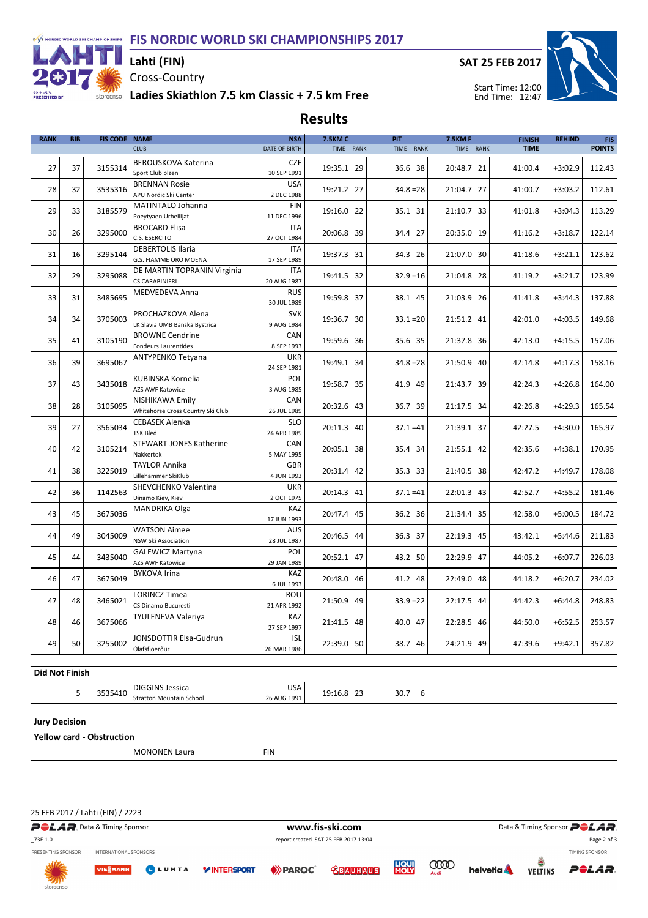# FIS NORDIC WORLD SKI CHAMPIONSHIPS 2017

**Lahti (FIN)**

Cross-Country

**Ladies Skiathlon 7.5 km Classic + 7.5 km Free**

**SAT 25 FEB 2017**

Start Time: 12:00
End Time: 12:47

## Results

| RANK | BIB | FIS CODE | NAME / CLUB | NSA / DATE OF BIRTH | 7.5KM C TIME | RANK | PIT TIME | RANK | 7.5KM F TIME | RANK | FINISH TIME | BEHIND | FIS POINTS |
|---|---|---|---|---|---|---|---|---|---|---|---|---|---|
| 27 | 37 | 3155314 | BEROUSKOVA Katerina / Sport Club plzen | CZE / 10 SEP 1991 | 19:35.1 | 29 | 36.6 | 38 | 20:48.7 | 21 | 41:00.4 | +3:02.9 | 112.43 |
| 28 | 32 | 3535316 | BRENNAN Rosie / APU Nordic Ski Center | USA / 2 DEC 1988 | 19:21.2 | 27 | 34.8 | =28 | 21:04.7 | 27 | 41:00.7 | +3:03.2 | 112.61 |
| 29 | 33 | 3185579 | MATINTALO Johanna / Poeytyaen Urheilijat | FIN / 11 DEC 1996 | 19:16.0 | 22 | 35.1 | 31 | 21:10.7 | 33 | 41:01.8 | +3:04.3 | 113.29 |
| 30 | 26 | 3295000 | BROCARD Elisa / C.S. ESERCITO | ITA / 27 OCT 1984 | 20:06.8 | 39 | 34.4 | 27 | 20:35.0 | 19 | 41:16.2 | +3:18.7 | 122.14 |
| 31 | 16 | 3295144 | DEBERTOLIS Ilaria / G.S. FIAMME ORO MOENA | ITA / 17 SEP 1989 | 19:37.3 | 31 | 34.3 | 26 | 21:07.0 | 30 | 41:18.6 | +3:21.1 | 123.62 |
| 32 | 29 | 3295088 | DE MARTIN TOPRANIN Virginia / CS CARABINIERI | ITA / 20 AUG 1987 | 19:41.5 | 32 | 32.9 | =16 | 21:04.8 | 28 | 41:19.2 | +3:21.7 | 123.99 |
| 33 | 31 | 3485695 | MEDVEDEVA Anna | RUS / 30 JUL 1989 | 19:59.8 | 37 | 38.1 | 45 | 21:03.9 | 26 | 41:41.8 | +3:44.3 | 137.88 |
| 34 | 34 | 3705003 | PROCHAZKOVA Alena / LK Slavia UMB Banska Bystrica | SVK / 9 AUG 1984 | 19:36.7 | 30 | 33.1 | =20 | 21:51.2 | 41 | 42:01.0 | +4:03.5 | 149.68 |
| 35 | 41 | 3105190 | BROWNE Cendrine / Fondeurs Laurentides | CAN / 8 SEP 1993 | 19:59.6 | 36 | 35.6 | 35 | 21:37.8 | 36 | 42:13.0 | +4:15.5 | 157.06 |
| 36 | 39 | 3695067 | ANTYPENKO Tetyana | UKR / 24 SEP 1981 | 19:49.1 | 34 | 34.8 | =28 | 21:50.9 | 40 | 42:14.8 | +4:17.3 | 158.16 |
| 37 | 43 | 3435018 | KUBINSKA Kornelia / AZS AWF Katowice | POL / 3 AUG 1985 | 19:58.7 | 35 | 41.9 | 49 | 21:43.7 | 39 | 42:24.3 | +4:26.8 | 164.00 |
| 38 | 28 | 3105095 | NISHIKAWA Emily / Whitehorse Cross Country Ski Club | CAN / 26 JUL 1989 | 20:32.6 | 43 | 36.7 | 39 | 21:17.5 | 34 | 42:26.8 | +4:29.3 | 165.54 |
| 39 | 27 | 3565034 | CEBASEK Alenka / TSK Bled | SLO / 24 APR 1989 | 20:11.3 | 40 | 37.1 | =41 | 21:39.1 | 37 | 42:27.5 | +4:30.0 | 165.97 |
| 40 | 42 | 3105214 | STEWART-JONES Katherine / Nakkertok | CAN / 5 MAY 1995 | 20:05.1 | 38 | 35.4 | 34 | 21:55.1 | 42 | 42:35.6 | +4:38.1 | 170.95 |
| 41 | 38 | 3225019 | TAYLOR Annika / Lillehammer SkiKlub | GBR / 4 JUN 1993 | 20:31.4 | 42 | 35.3 | 33 | 21:40.5 | 38 | 42:47.2 | +4:49.7 | 178.08 |
| 42 | 36 | 1142563 | SHEVCHENKO Valentina / Dinamo Kiev, Kiev | UKR / 2 OCT 1975 | 20:14.3 | 41 | 37.1 | =41 | 22:01.3 | 43 | 42:52.7 | +4:55.2 | 181.46 |
| 43 | 45 | 3675036 | MANDRIKA Olga | KAZ / 17 JUN 1993 | 20:47.4 | 45 | 36.2 | 36 | 21:34.4 | 35 | 42:58.0 | +5:00.5 | 184.72 |
| 44 | 49 | 3045009 | WATSON Aimee / NSW Ski Association | AUS / 28 JUL 1987 | 20:46.5 | 44 | 36.3 | 37 | 22:19.3 | 45 | 43:42.1 | +5:44.6 | 211.83 |
| 45 | 44 | 3435040 | GALEWICZ Martyna / AZS AWF Katowice | POL / 29 JAN 1989 | 20:52.1 | 47 | 43.2 | 50 | 22:29.9 | 47 | 44:05.2 | +6:07.7 | 226.03 |
| 46 | 47 | 3675049 | BYKOVA Irina | KAZ / 6 JUL 1993 | 20:48.0 | 46 | 41.2 | 48 | 22:49.0 | 48 | 44:18.2 | +6:20.7 | 234.02 |
| 47 | 48 | 3465021 | LORINCZ Timea / CS Dinamo Bucuresti | ROU / 21 APR 1992 | 21:50.9 | 49 | 33.9 | =22 | 22:17.5 | 44 | 44:42.3 | +6:44.8 | 248.83 |
| 48 | 46 | 3675066 | TYULENEVA Valeriya | KAZ / 27 SEP 1997 | 21:41.5 | 48 | 40.0 | 47 | 22:28.5 | 46 | 44:50.0 | +6:52.5 | 253.57 |
| 49 | 50 | 3255002 | JONSDOTTIR Elsa-Gudrun / Ólafsfjoerður | ISL / 26 MAR 1986 | 22:39.0 | 50 | 38.7 | 46 | 24:21.9 | 49 | 47:39.6 | +9:42.1 | 357.82 |

### Did Not Finish

| BIB | FIS CODE | NAME / CLUB | NSA / DATE OF BIRTH | 7.5KM C TIME | RANK | PIT TIME | RANK |
|---|---|---|---|---|---|---|---|
| 5 | 3535410 | DIGGINS Jessica / Stratton Mountain School | USA / 26 AUG 1991 | 19:16.8 | 23 | 30.7 | 6 |

### Jury Decision

**Yellow card - Obstruction**

| NAME | NSA |
|---|---|
| MONONEN Laura | FIN |

25 FEB 2017 / Lahti (FIN) / 2223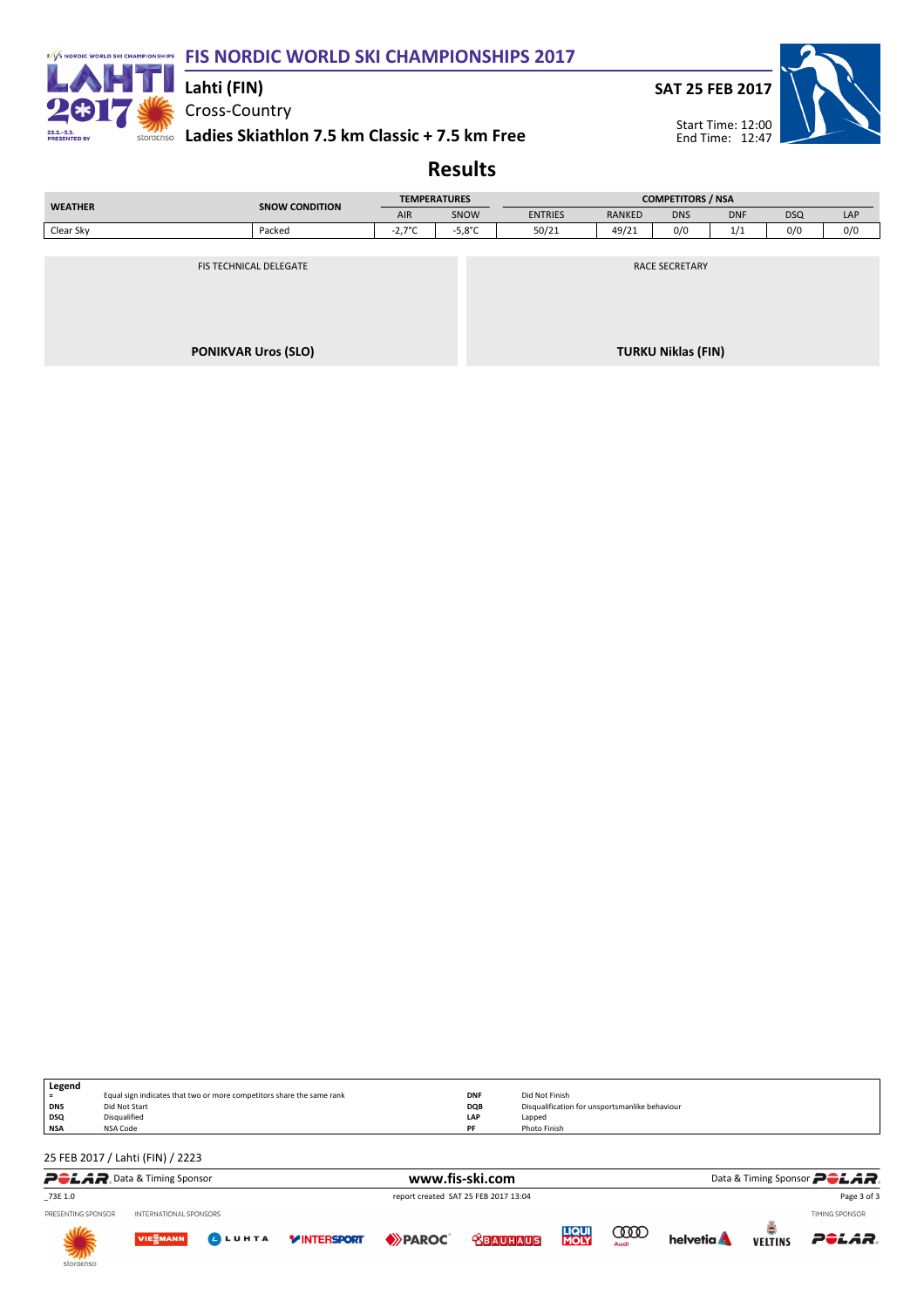# FIS NORDIC WORLD SKI CHAMPIONSHIPS 2017

## Lahti (FIN)

Cross-Country

**Ladies Skiathlon 7.5 km Classic + 7.5 km Free**

**SAT 25 FEB 2017**

Start Time: 12:00
End Time: 12:47

# Results

| WEATHER | SNOW CONDITION | TEMPERATURES | | COMPETITORS / NSA | | | | | |
|---|---|---|---|---|---|---|---|---|---|
| | | AIR | SNOW | ENTRIES | RANKED | DNS | DNF | DSQ | LAP |
| Clear Sky | Packed | -2,7°C | -5,8°C | 50/21 | 49/21 | 0/0 | 1/1 | 0/0 | 0/0 |

| FIS TECHNICAL DELEGATE | RACE SECRETARY |
|---|---|
| **PONIKVAR Uros (SLO)** | **TURKU Niklas (FIN)** |

**Legend**

| | | | |
|---|---|---|---|
| = | Equal sign indicates that two or more competitors share the same rank | DNF | Did Not Finish |
| DNS | Did Not Start | DQB | Disqualification for unsportsmanlike behaviour |
| DSQ | Disqualified | LAP | Lapped |
| NSA | NSA Code | PF | Photo Finish |

25 FEB 2017 / Lahti (FIN) / 2223

www.fis-ski.com

Data & Timing Sponsor POLAR

_73E 1.0

report created SAT 25 FEB 2017 13:04

PRESENTING SPONSOR: storaenso

INTERNATIONAL SPONSORS: VIESSMANN, LUHTA, INTERSPORT, PAROC, BAUHAUS, LIQUI MOLY, Audi, helvetia, VELTINS

TIMING SPONSOR: POLAR